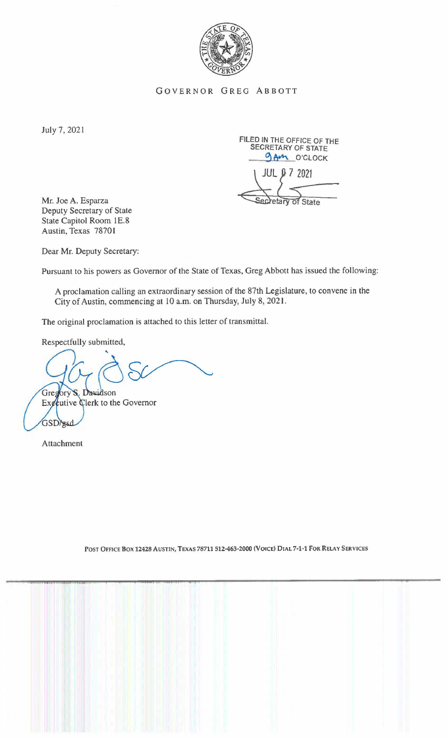GOVERNOR GREG ABBOTT

July 7, 2021

FILED IN THE OFFICE OF THE SECRETARY OF STATE
9 AM O'CLOCK
JUL 07 2021
Secretary of State

Mr. Joe A. Esparza
Deputy Secretary of State
State Capitol Room 1E.8
Austin, Texas 78701

Dear Mr. Deputy Secretary:

Pursuant to his powers as Governor of the State of Texas, Greg Abbott has issued the following:

> A proclamation calling an extraordinary session of the 87th Legislature, to convene in the City of Austin, commencing at 10 a.m. on Thursday, July 8, 2021.

The original proclamation is attached to this letter of transmittal.

Respectfully submitted,

Gregory S. Davidson
Executive Clerk to the Governor

GSD/gsd

Attachment

POST OFFICE BOX 12428 AUSTIN, TEXAS 78711 512-463-2000 (VOICE) DIAL 7-1-1 FOR RELAY SERVICES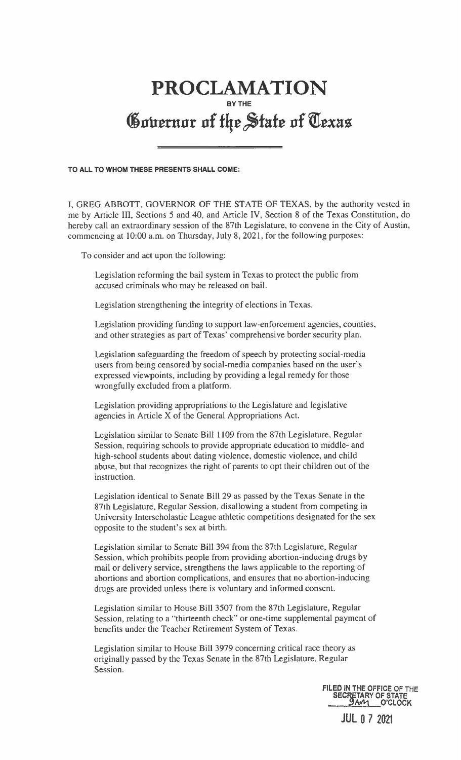# PROCLAMATION

BY THE

# Governor of the State of Texas

**TO ALL TO WHOM THESE PRESENTS SHALL COME:**

I, GREG ABBOTT, GOVERNOR OF THE STATE OF TEXAS, by the authority vested in me by Article III, Sections 5 and 40, and Article IV, Section 8 of the Texas Constitution, do hereby call an extraordinary session of the 87th Legislature, to convene in the City of Austin, commencing at 10:00 a.m. on Thursday, July 8, 2021, for the following purposes:

To consider and act upon the following:

Legislation reforming the bail system in Texas to protect the public from accused criminals who may be released on bail.

Legislation strengthening the integrity of elections in Texas.

Legislation providing funding to support law-enforcement agencies, counties, and other strategies as part of Texas' comprehensive border security plan.

Legislation safeguarding the freedom of speech by protecting social-media users from being censored by social-media companies based on the user's expressed viewpoints, including by providing a legal remedy for those wrongfully excluded from a platform.

Legislation providing appropriations to the Legislature and legislative agencies in Article X of the General Appropriations Act.

Legislation similar to Senate Bill 1109 from the 87th Legislature, Regular Session, requiring schools to provide appropriate education to middle- and high-school students about dating violence, domestic violence, and child abuse, but that recognizes the right of parents to opt their children out of the instruction.

Legislation identical to Senate Bill 29 as passed by the Texas Senate in the 87th Legislature, Regular Session, disallowing a student from competing in University Interscholastic League athletic competitions designated for the sex opposite to the student's sex at birth.

Legislation similar to Senate Bill 394 from the 87th Legislature, Regular Session, which prohibits people from providing abortion-inducing drugs by mail or delivery service, strengthens the laws applicable to the reporting of abortions and abortion complications, and ensures that no abortion-inducing drugs are provided unless there is voluntary and informed consent.

Legislation similar to House Bill 3507 from the 87th Legislature, Regular Session, relating to a "thirteenth check" or one-time supplemental payment of benefits under the Teacher Retirement System of Texas.

Legislation similar to House Bill 3979 concerning critical race theory as originally passed by the Texas Senate in the 87th Legislature, Regular Session.

FILED IN THE OFFICE OF THE SECRETARY OF STATE
9AM O'CLOCK

JUL 07 2021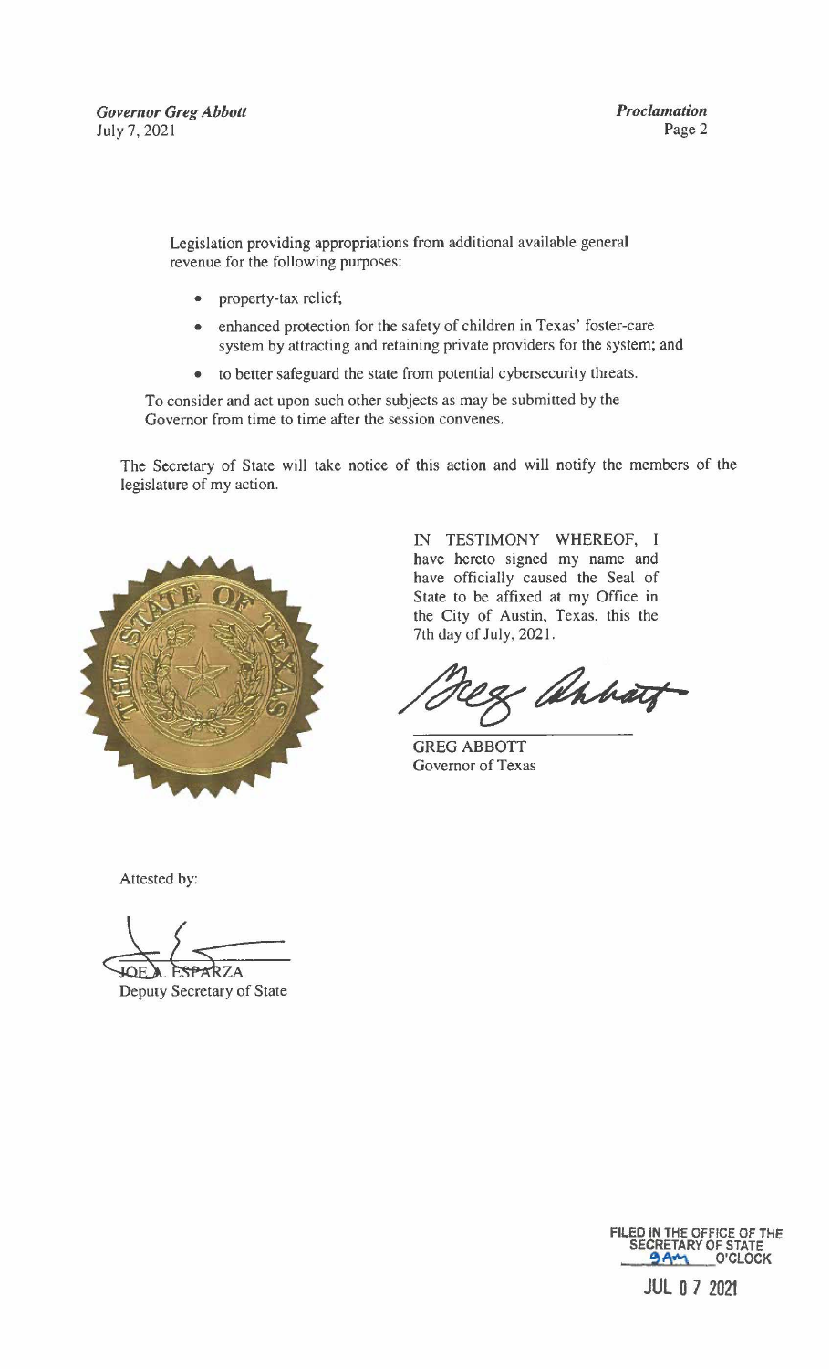Legislation providing appropriations from additional available general revenue for the following purposes:

- property-tax relief;
- enhanced protection for the safety of children in Texas' foster-care system by attracting and retaining private providers for the system; and
- to better safeguard the state from potential cybersecurity threats.

To consider and act upon such other subjects as may be submitted by the Governor from time to time after the session convenes.

The Secretary of State will take notice of this action and will notify the members of the legislature of my action.

IN TESTIMONY WHEREOF, I have hereto signed my name and have officially caused the Seal of State to be affixed at my Office in the City of Austin, Texas, this the 7th day of July, 2021.

GREG ABBOTT
Governor of Texas

Attested by:

JOE A. ESPARZA
Deputy Secretary of State

FILED IN THE OFFICE OF THE SECRETARY OF STATE
9 AM O'CLOCK

JUL 07 2021